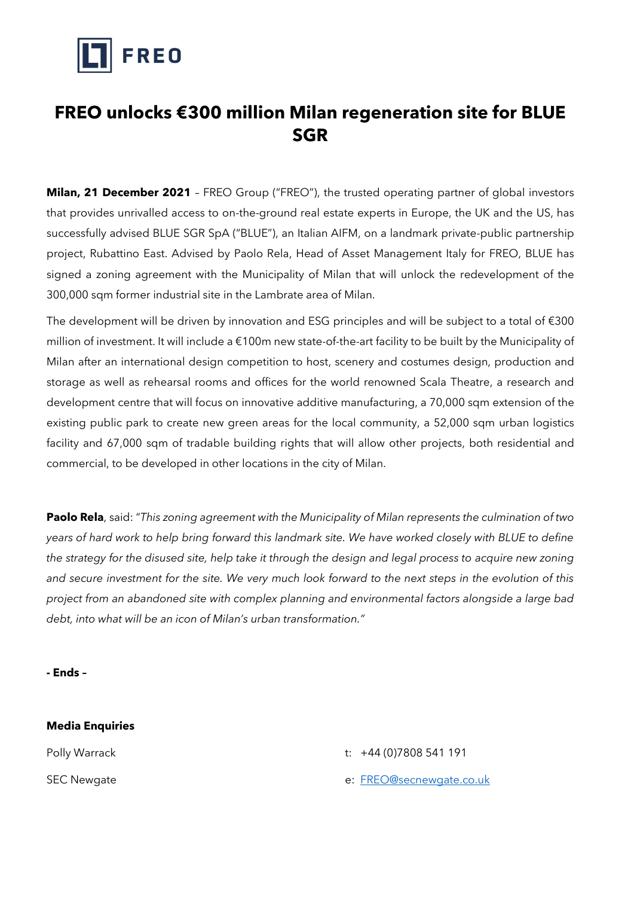FREO

# FREO unlocks €300 million Milan regeneration site for BLUE SGR

**Milan, 21 December 2021** – FREO Group ("FREO"), the trusted operating partner of global investors that provides unrivalled access to on-the-ground real estate experts in Europe, the UK and the US, has successfully advised BLUE SGR SpA ("BLUE"), an Italian AIFM, on a landmark private-public partnership project, Rubattino East. Advised by Paolo Rela, Head of Asset Management Italy for FREO, BLUE has signed a zoning agreement with the Municipality of Milan that will unlock the redevelopment of the 300,000 sqm former industrial site in the Lambrate area of Milan.

The development will be driven by innovation and ESG principles and will be subject to a total of €300 million of investment. It will include a €100m new state-of-the-art facility to be built by the Municipality of Milan after an international design competition to host, scenery and costumes design, production and storage as well as rehearsal rooms and offices for the world renowned Scala Theatre, a research and development centre that will focus on innovative additive manufacturing, a 70,000 sqm extension of the existing public park to create new green areas for the local community, a 52,000 sqm urban logistics facility and 67,000 sqm of tradable building rights that will allow other projects, both residential and commercial, to be developed in other locations in the city of Milan.

**Paolo Rela**, said: "*This zoning agreement with the Municipality of Milan represents the culmination of two years of hard work to help bring forward this landmark site. We have worked closely with BLUE to define the strategy for the disused site, help take it through the design and legal process to acquire new zoning and secure investment for the site. We very much look forward to the next steps in the evolution of this project from an abandoned site with complex planning and environmental factors alongside a large bad debt, into what will be an icon of Milan's urban transformation.*"

**- Ends –**

**Media Enquiries**

| | |
|---|---|
| Polly Warrack | t: +44 (0)7808 541 191 |
| SEC Newgate | e: FREO@secnewgate.co.uk |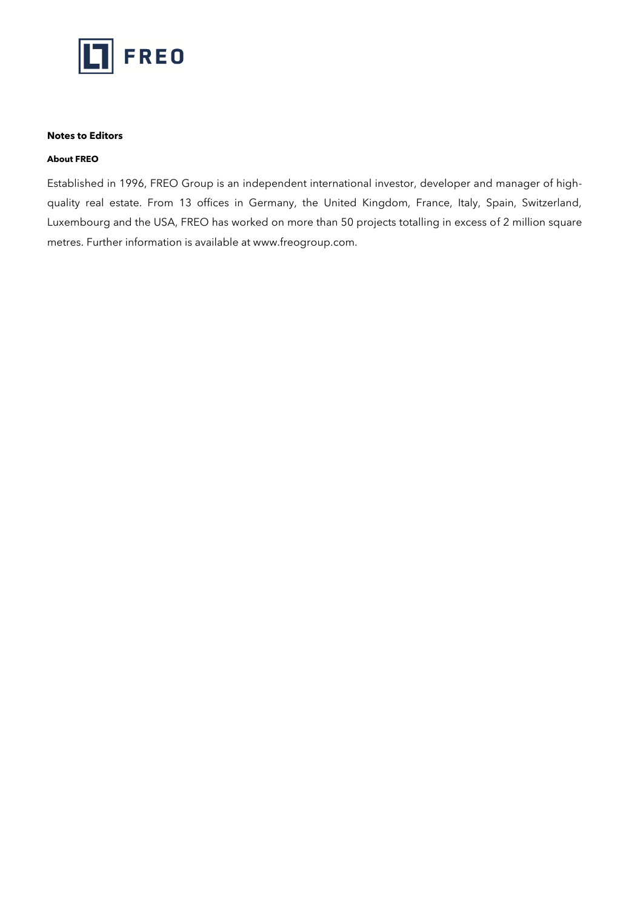**Notes to Editors**

**About FREO**

Established in 1996, FREO Group is an independent international investor, developer and manager of high-quality real estate. From 13 offices in Germany, the United Kingdom, France, Italy, Spain, Switzerland, Luxembourg and the USA, FREO has worked on more than 50 projects totalling in excess of 2 million square metres. Further information is available at www.freogroup.com.